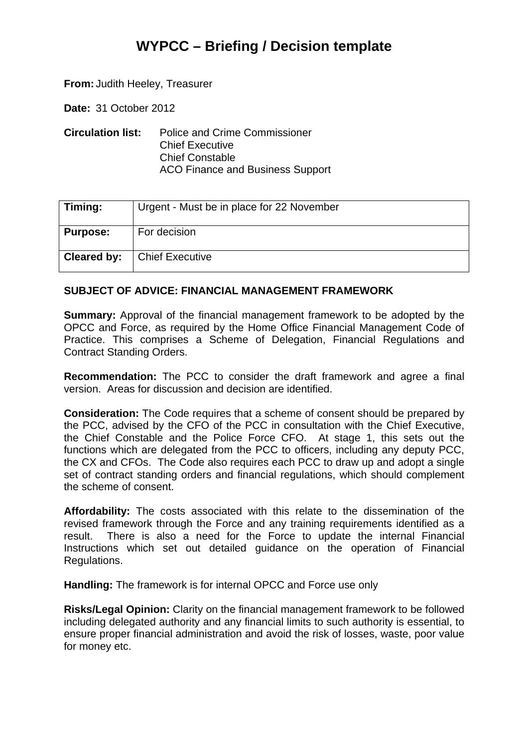# WYPCC – Briefing / Decision template

**From:** Judith Heeley, Treasurer

**Date:** 31 October 2012

**Circulation list:** Police and Crime Commissioner
Chief Executive
Chief Constable
ACO Finance and Business Support

| **Timing:** | Urgent - Must be in place for 22 November |
|---|---|
| **Purpose:** | For decision |
| **Cleared by:** | Chief Executive |

**SUBJECT OF ADVICE: FINANCIAL MANAGEMENT FRAMEWORK**

**Summary:** Approval of the financial management framework to be adopted by the OPCC and Force, as required by the Home Office Financial Management Code of Practice. This comprises a Scheme of Delegation, Financial Regulations and Contract Standing Orders.

**Recommendation:** The PCC to consider the draft framework and agree a final version. Areas for discussion and decision are identified.

**Consideration:** The Code requires that a scheme of consent should be prepared by the PCC, advised by the CFO of the PCC in consultation with the Chief Executive, the Chief Constable and the Police Force CFO. At stage 1, this sets out the functions which are delegated from the PCC to officers, including any deputy PCC, the CX and CFOs. The Code also requires each PCC to draw up and adopt a single set of contract standing orders and financial regulations, which should complement the scheme of consent.

**Affordability:** The costs associated with this relate to the dissemination of the revised framework through the Force and any training requirements identified as a result. There is also a need for the Force to update the internal Financial Instructions which set out detailed guidance on the operation of Financial Regulations.

**Handling:** The framework is for internal OPCC and Force use only

**Risks/Legal Opinion:** Clarity on the financial management framework to be followed including delegated authority and any financial limits to such authority is essential, to ensure proper financial administration and avoid the risk of losses, waste, poor value for money etc.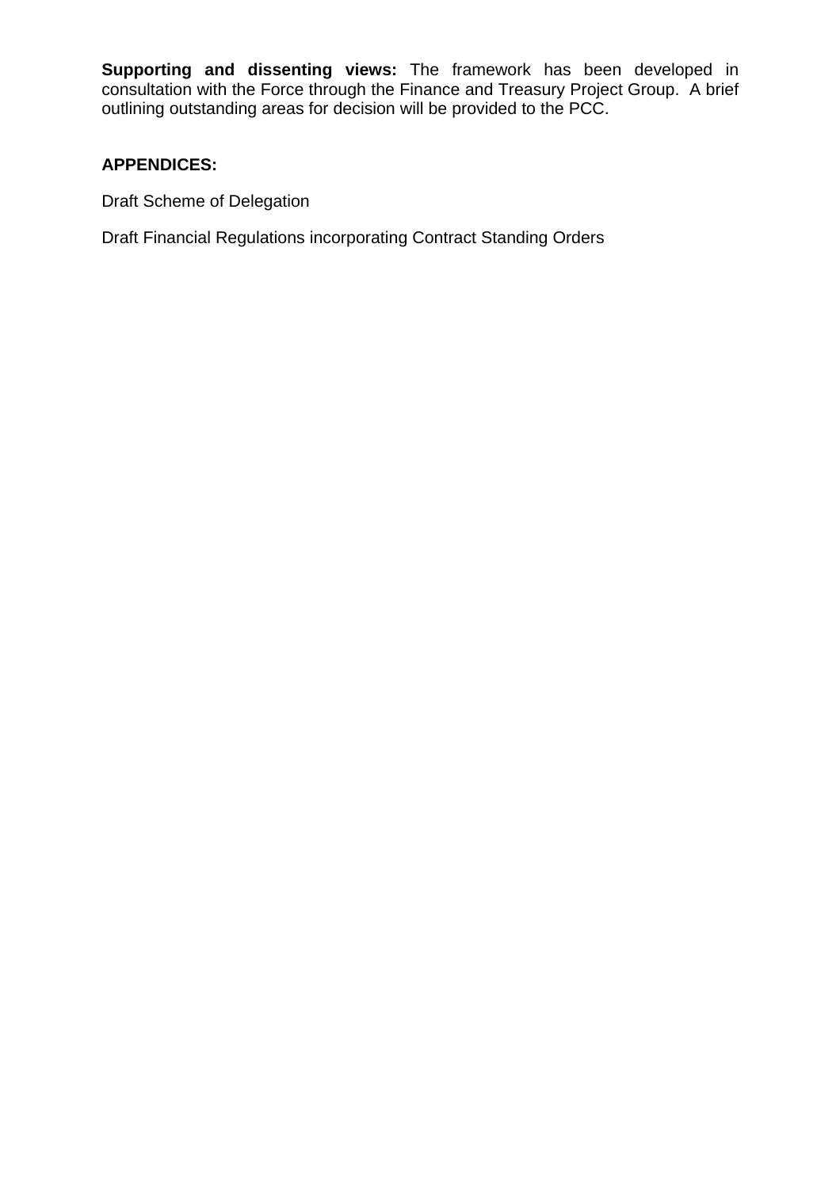**Supporting and dissenting views:** The framework has been developed in consultation with the Force through the Finance and Treasury Project Group. A brief outlining outstanding areas for decision will be provided to the PCC.

**APPENDICES:**

Draft Scheme of Delegation

Draft Financial Regulations incorporating Contract Standing Orders